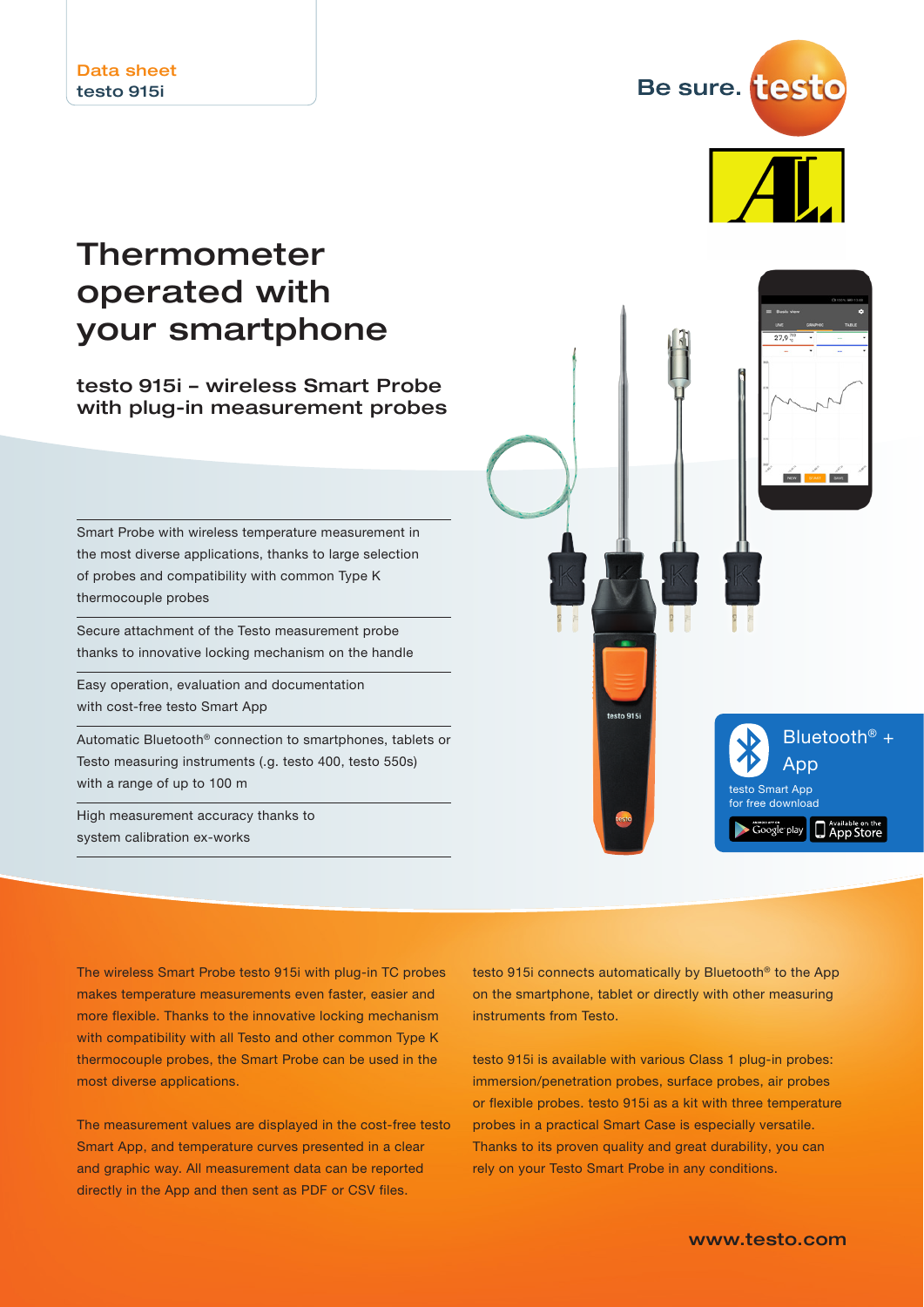Data sheet
testo 915i

Be sure. testo

# Thermometer operated with your smartphone

## testo 915i – wireless Smart Probe with plug-in measurement probes

- Smart Probe with wireless temperature measurement in the most diverse applications, thanks to large selection of probes and compatibility with common Type K thermocouple probes
- Secure attachment of the Testo measurement probe thanks to innovative locking mechanism on the handle
- Easy operation, evaluation and documentation with cost-free testo Smart App
- Automatic Bluetooth® connection to smartphones, tablets or Testo measuring instruments (e.g. testo 400, testo 550s) with a range of up to 100 m
- High measurement accuracy thanks to system calibration ex-works

Bluetooth® + App
testo Smart App for free download

The wireless Smart Probe testo 915i with plug-in TC probes makes temperature measurements even faster, easier and more flexible. Thanks to the innovative locking mechanism with compatibility with all Testo and other common Type K thermocouple probes, the Smart Probe can be used in the most diverse applications.

The measurement values are displayed in the cost-free testo Smart App, and temperature curves presented in a clear and graphic way. All measurement data can be reported directly in the App and then sent as PDF or CSV files.

testo 915i connects automatically by Bluetooth® to the App on the smartphone, tablet or directly with other measuring instruments from Testo.

testo 915i is available with various Class 1 plug-in probes: immersion/penetration probes, surface probes, air probes or flexible probes. testo 915i as a kit with three temperature probes in a practical Smart Case is especially versatile. Thanks to its proven quality and great durability, you can rely on your Testo Smart Probe in any conditions.

www.testo.com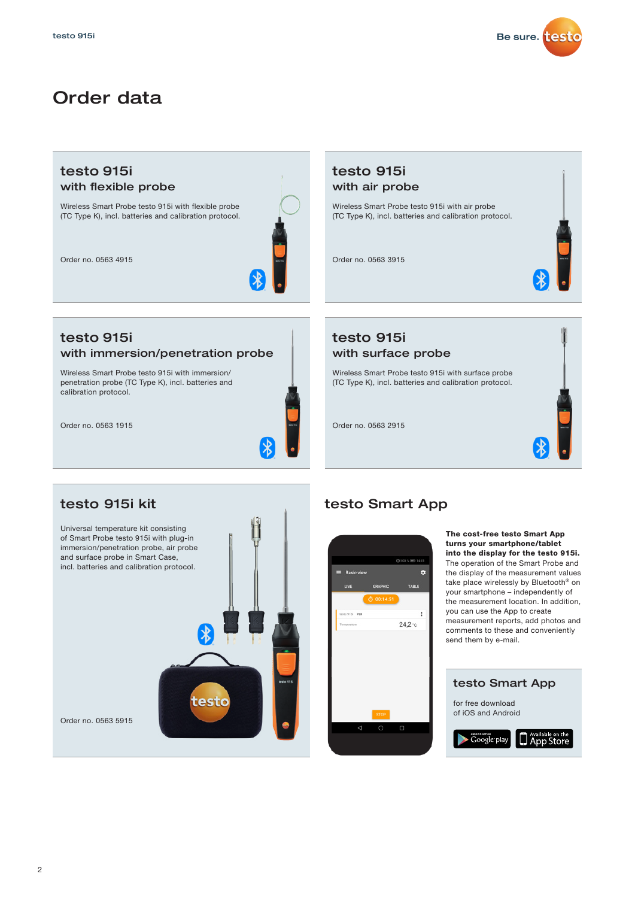# Order data

## testo 915i with flexible probe

Wireless Smart Probe testo 915i with flexible probe (TC Type K), incl. batteries and calibration protocol.

Order no. 0563 4915

## testo 915i with air probe

Wireless Smart Probe testo 915i with air probe (TC Type K), incl. batteries and calibration protocol.

Order no. 0563 3915

## testo 915i with immersion/penetration probe

Wireless Smart Probe testo 915i with immersion/ penetration probe (TC Type K), incl. batteries and calibration protocol.

Order no. 0563 1915

## testo 915i with surface probe

Wireless Smart Probe testo 915i with surface probe (TC Type K), incl. batteries and calibration protocol.

Order no. 0563 2915

## testo 915i kit

Universal temperature kit consisting of Smart Probe testo 915i with plug-in immersion/penetration probe, air probe and surface probe in Smart Case, incl. batteries and calibration protocol.

Order no. 0563 5915

## testo Smart App

**The cost-free testo Smart App turns your smartphone/tablet into the display for the testo 915i.** The operation of the Smart Probe and the display of the measurement values take place wirelessly by Bluetooth® on your smartphone – independently of the measurement location. In addition, you can use the App to create measurement reports, add photos and comments to these and conveniently send them by e-mail.

### testo Smart App

for free download of iOS and Android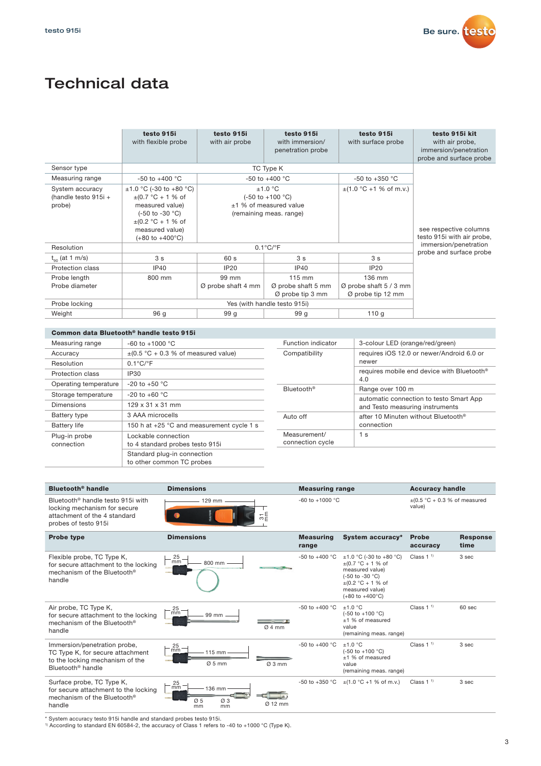# Technical data

| | testo 915i with flexible probe | testo 915i with air probe | testo 915i with immersion/ penetration probe | testo 915i with surface probe | testo 915i kit with air probe, immersion/penetration probe and surface probe |
|---|---|---|---|---|---|
| Sensor type | TC Type K | | | | see respective columns testo 915i with air probe, immersion/penetration probe and surface probe |
| Measuring range | -50 to +400 °C | -50 to +400 °C | | -50 to +350 °C | |
| System accuracy (handle testo 915i + probe) | ±1.0 °C (-30 to +80 °C) ±(0.7 °C + 1 % of measured value) (-50 to -30 °C) ±(0.2 °C + 1 % of measured value) (+80 to +400°C) | ±1.0 °C (-50 to +100 °C) ±1 % of measured value (remaining meas. range) | | ±(1.0 °C +1 % of m.v.) | |
| Resolution | 0.1°C/°F | | | | |
| $t_{90}$ (at 1 m/s) | 3 s | 60 s | 3 s | 3 s | |
| Protection class | IP40 | IP20 | IP40 | IP20 | |
| Probe length / Probe diameter | 800 mm | 99 mm Ø probe shaft 4 mm | 115 mm Ø probe shaft 5 mm Ø probe tip 3 mm | 136 mm Ø probe shaft 5 / 3 mm Ø probe tip 12 mm | |
| Probe locking | Yes (with handle testo 915i) | | | | |
| Weight | 96 g | 99 g | 99 g | 110 g | |

| Common data Bluetooth® handle testo 915i | |
|---|---|
| Measuring range | -60 to +1000 °C |
| Accuracy | ±(0.5 °C + 0.3 % of measured value) |
| Resolution | 0.1°C/°F |
| Protection class | IP30 |
| Operating temperature | -20 to +50 °C |
| Storage temperature | -20 to +60 °C |
| Dimensions | 129 x 31 x 31 mm |
| Battery type | 3 AAA microcells |
| Battery life | 150 h at +25 °C and measurement cycle 1 s |
| Plug-in probe connection | Lockable connection to 4 standard probes testo 915i |
| | Standard plug-in connection to other common TC probes |
| Function indicator | 3-colour LED (orange/red/green) |
| Compatibility | requires iOS 12.0 or newer/Android 6.0 or newer |
| | requires mobile end device with Bluetooth® 4.0 |
| Bluetooth® | Range over 100 m |
| | automatic connection to testo Smart App and Testo measuring instruments |
| Auto off | after 10 Minuten without Bluetooth® connection |
| Measurement/ connection cycle | 1 s |

| Bluetooth® handle | Dimensions | Measuring range | Accuracy handle | | |
|---|---|---|---|---|---|
| Bluetooth® handle testo 915i with locking mechanism for secure attachment of the 4 standard probes of testo 915i | 129 mm; 31 mm | -60 to +1000 °C | ±(0.5 °C + 0.3 % of measured value) | | |
| **Probe type** | **Dimensions** | **Measuring range** | **System accuracy*** | **Probe accuracy** | **Response time** |
| Flexible probe, TC Type K, for secure attachment to the locking mechanism of the Bluetooth® handle | 25 mm; 800 mm | -50 to +400 °C | ±1.0 °C (-30 to +80 °C) ±(0.7 °C + 1 % of measured value) (-50 to -30 °C) ±(0.2 °C + 1 % of measured value) (+80 to +400°C) | Class 1 [1] | 3 sec |
| Air probe, TC Type K, for secure attachment to the locking mechanism of the Bluetooth® handle | 25 mm; 99 mm; Ø 4 mm | -50 to +400 °C | ±1.0 °C (-50 to +100 °C) ±1 % of measured value (remaining meas. range) | Class 1 [1] | 60 sec |
| Immersion/penetration probe, TC Type K, for secure attachment to the locking mechanism of the Bluetooth® handle | 25 mm; 115 mm; Ø 5 mm; Ø 3 mm | -50 to +400 °C | ±1.0 °C (-50 to +100 °C) ±1 % of measured value (remaining meas. range) | Class 1 [1] | 3 sec |
| Surface probe, TC Type K, for secure attachment to the locking mechanism of the Bluetooth® handle | 25 mm; 136 mm; Ø 5 mm; Ø 3 mm; Ø 12 mm | -50 to +350 °C | ±(1.0 °C +1 % of m.v.) | Class 1 [1] | 3 sec |

\* System accuracy testo 915i handle and standard probes testo 915i.
[1] According to standard EN 60584-2, the accuracy of Class 1 refers to -40 to +1000 °C (Type K).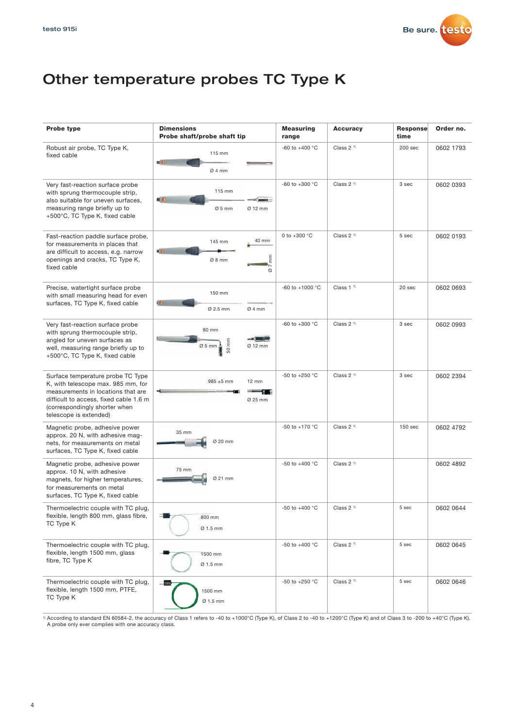# Other temperature probes TC Type K

| Probe type | Dimensions Probe shaft/probe shaft tip | Measuring range | Accuracy | Response time | Order no. |
|---|---|---|---|---|---|
| Robust air probe, TC Type K, fixed cable | 115 mm; Ø 4 mm | -60 to +400 °C | Class 2 [1] | 200 sec | 0602 1793 |
| Very fast-reaction surface probe with sprung thermocouple strip, also suitable for uneven surfaces, measuring range briefly up to +500°C, TC Type K, fixed cable | 115 mm; Ø 5 mm; Ø 12 mm | -60 to +300 °C | Class 2 [1] | 3 sec | 0602 0393 |
| Fast-reaction paddle surface probe, for measurements in places that are difficult to access, e.g. narrow openings and cracks, TC Type K, fixed cable | 145 mm; Ø 8 mm; 40 mm; Ø 7 mm | 0 to +300 °C | Class 2 [1] | 5 sec | 0602 0193 |
| Precise, watertight surface probe with small measuring head for even surfaces, TC Type K, fixed cable | 150 mm; Ø 2.5 mm; Ø 4 mm | -60 to +1000 °C | Class 1 [1] | 20 sec | 0602 0693 |
| Very fast-reaction surface probe with sprung thermocouple strip, angled for uneven surfaces as well, measuring range briefly up to +500°C, TC Type K, fixed cable | 80 mm; Ø 5 mm; 50 mm; Ø 12 mm | -60 to +300 °C | Class 2 [1] | 3 sec | 0602 0993 |
| Surface temperature probe TC Type K, with telescope max. 985 mm, for measurements in locations that are difficult to access, fixed cable 1.6 m (correspondingly shorter when telescope is extended) | 985 ±5 mm; 12 mm; Ø 25 mm | -50 to +250 °C | Class 2 [1] | 3 sec | 0602 2394 |
| Magnetic probe, adhesive power approx. 20 N, with adhesive magnets, for measurements on metal surfaces, TC Type K, fixed cable | 35 mm; Ø 20 mm | -50 to +170 °C | Class 2 [1] | 150 sec | 0602 4792 |
| Magnetic probe, adhesive power approx. 10 N, with adhesive magnets, for higher temperatures, for measurements on metal surfaces, TC Type K, fixed cable | 75 mm; Ø 21 mm | -50 to +400 °C | Class 2 [1] | | 0602 4892 |
| Thermoelectric couple with TC plug, flexible, length 800 mm, glass fibre, TC Type K | 800 mm; Ø 1.5 mm | -50 to +400 °C | Class 2 [1] | 5 sec | 0602 0644 |
| Thermoelectric couple with TC plug, flexible, length 1500 mm, glass fibre, TC Type K | 1500 mm; Ø 1.5 mm | -50 to +400 °C | Class 2 [1] | 5 sec | 0602 0645 |
| Thermoelectric couple with TC plug, flexible, length 1500 mm, PTFE, TC Type K | 1500 mm; Ø 1.5 mm | -50 to +250 °C | Class 2 [1] | 5 sec | 0602 0646 |

[1] According to standard EN 60584-2, the accuracy of Class 1 refers to -40 to +1000°C (Type K), of Class 2 to -40 to +1200°C (Type K) and of Class 3 to -200 to +40°C (Type K). A probe only ever complies with one accuracy class.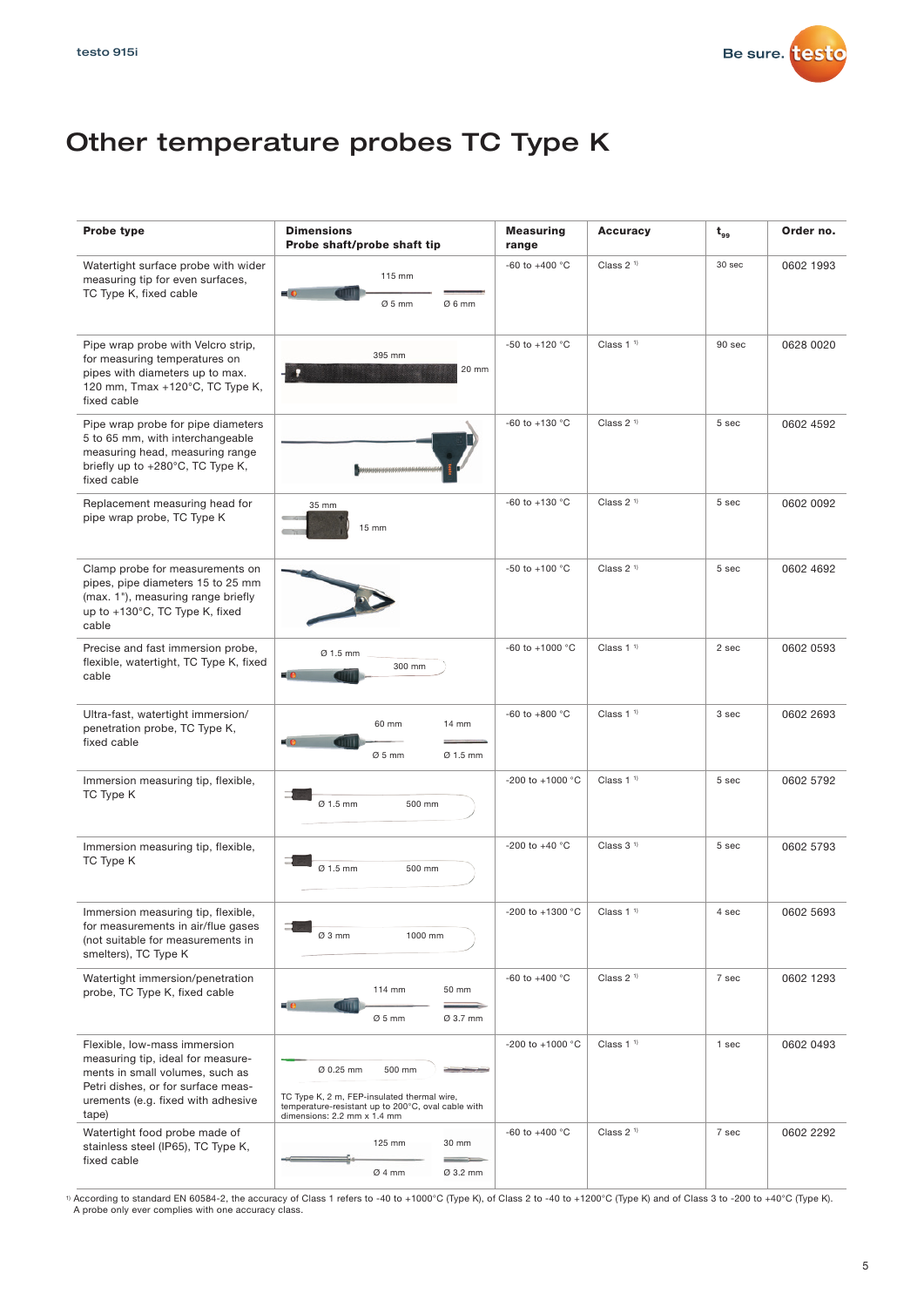# Other temperature probes TC Type K

| Probe type | Dimensions<br>Probe shaft/probe shaft tip | Measuring range | Accuracy | $t_{99}$ | Order no. |
|---|---|---|---|---|---|
| Watertight surface probe with wider measuring tip for even surfaces, TC Type K, fixed cable | 115 mm<br>Ø 5 mm Ø 6 mm | -60 to +400 °C | Class 2 [1] | 30 sec | 0602 1993 |
| Pipe wrap probe with Velcro strip, for measuring temperatures on pipes with diameters up to max. 120 mm, Tmax +120°C, TC Type K, fixed cable | 395 mm<br>20 mm | -50 to +120 °C | Class 1 [1] | 90 sec | 0628 0020 |
| Pipe wrap probe for pipe diameters 5 to 65 mm, with interchangeable measuring head, measuring range briefly up to +280°C, TC Type K, fixed cable | | -60 to +130 °C | Class 2 [1] | 5 sec | 0602 4592 |
| Replacement measuring head for pipe wrap probe, TC Type K | 35 mm<br>15 mm | -60 to +130 °C | Class 2 [1] | 5 sec | 0602 0092 |
| Clamp probe for measurements on pipes, pipe diameters 15 to 25 mm (max. 1"), measuring range briefly up to +130°C, TC Type K, fixed cable | | -50 to +100 °C | Class 2 [1] | 5 sec | 0602 4692 |
| Precise and fast immersion probe, flexible, watertight, TC Type K, fixed cable | Ø 1.5 mm<br>300 mm | -60 to +1000 °C | Class 1 [1] | 2 sec | 0602 0593 |
| Ultra-fast, watertight immersion/penetration probe, TC Type K, fixed cable | 60 mm 14 mm<br>Ø 5 mm Ø 1.5 mm | -60 to +800 °C | Class 1 [1] | 3 sec | 0602 2693 |
| Immersion measuring tip, flexible, TC Type K | Ø 1.5 mm 500 mm | -200 to +1000 °C | Class 1 [1] | 5 sec | 0602 5792 |
| Immersion measuring tip, flexible, TC Type K | Ø 1.5 mm 500 mm | -200 to +40 °C | Class 3 [1] | 5 sec | 0602 5793 |
| Immersion measuring tip, flexible, for measurements in air/flue gases (not suitable for measurements in smelters), TC Type K | Ø 3 mm 1000 mm | -200 to +1300 °C | Class 1 [1] | 4 sec | 0602 5693 |
| Watertight immersion/penetration probe, TC Type K, fixed cable | 114 mm 50 mm<br>Ø 5 mm Ø 3.7 mm | -60 to +400 °C | Class 2 [1] | 7 sec | 0602 1293 |
| Flexible, low-mass immersion measuring tip, ideal for measurements in small volumes, such as Petri dishes, or for surface measurements (e.g. fixed with adhesive tape) | Ø 0.25 mm 500 mm<br>TC Type K, 2 m, FEP-insulated thermal wire, temperature-resistant up to 200°C, oval cable with dimensions: 2.2 mm x 1.4 mm | -200 to +1000 °C | Class 1 [1] | 1 sec | 0602 0493 |
| Watertight food probe made of stainless steel (IP65), TC Type K, fixed cable | 125 mm 30 mm<br>Ø 4 mm Ø 3.2 mm | -60 to +400 °C | Class 2 [1] | 7 sec | 0602 2292 |

[1] According to standard EN 60584-2, the accuracy of Class 1 refers to -40 to +1000°C (Type K), of Class 2 to -40 to +1200°C (Type K) and of Class 3 to -200 to +40°C (Type K). A probe only ever complies with one accuracy class.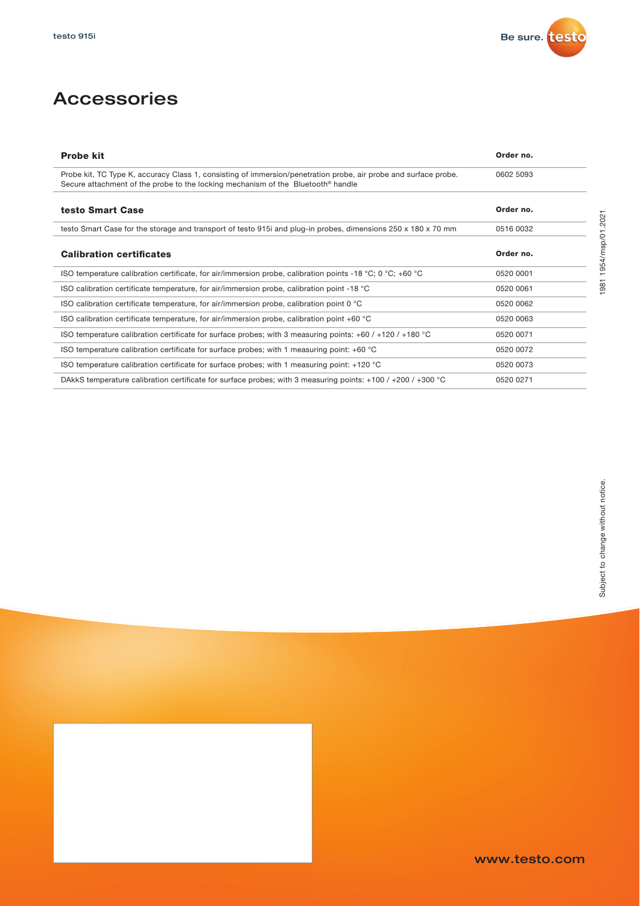# Accessories

| Probe kit | Order no. |
|---|---|
| Probe kit, TC Type K, accuracy Class 1, consisting of immersion/penetration probe, air probe and surface probe. Secure attachment of the probe to the locking mechanism of the Bluetooth® handle | 0602 5093 |

| testo Smart Case | Order no. |
|---|---|
| testo Smart Case for the storage and transport of testo 915i and plug-in probes, dimensions 250 x 180 x 70 mm | 0516 0032 |

| Calibration certificates | Order no. |
|---|---|
| ISO temperature calibration certificate, for air/immersion probe, calibration points -18 °C; 0 °C; +60 °C | 0520 0001 |
| ISO calibration certificate temperature, for air/immersion probe, calibration point -18 °C | 0520 0061 |
| ISO calibration certificate temperature, for air/immersion probe, calibration point 0 °C | 0520 0062 |
| ISO calibration certificate temperature, for air/immersion probe, calibration point +60 °C | 0520 0063 |
| ISO temperature calibration certificate for surface probes; with 3 measuring points: +60 / +120 / +180 °C | 0520 0071 |
| ISO temperature calibration certificate for surface probes; with 1 measuring point: +60 °C | 0520 0072 |
| ISO temperature calibration certificate for surface probes; with 1 measuring point: +120 °C | 0520 0073 |
| DAkkS temperature calibration certificate for surface probes; with 3 measuring points: +100 / +200 / +300 °C | 0520 0271 |

1981 1954/msp/01.2021

Subject to change without notice.

www.testo.com